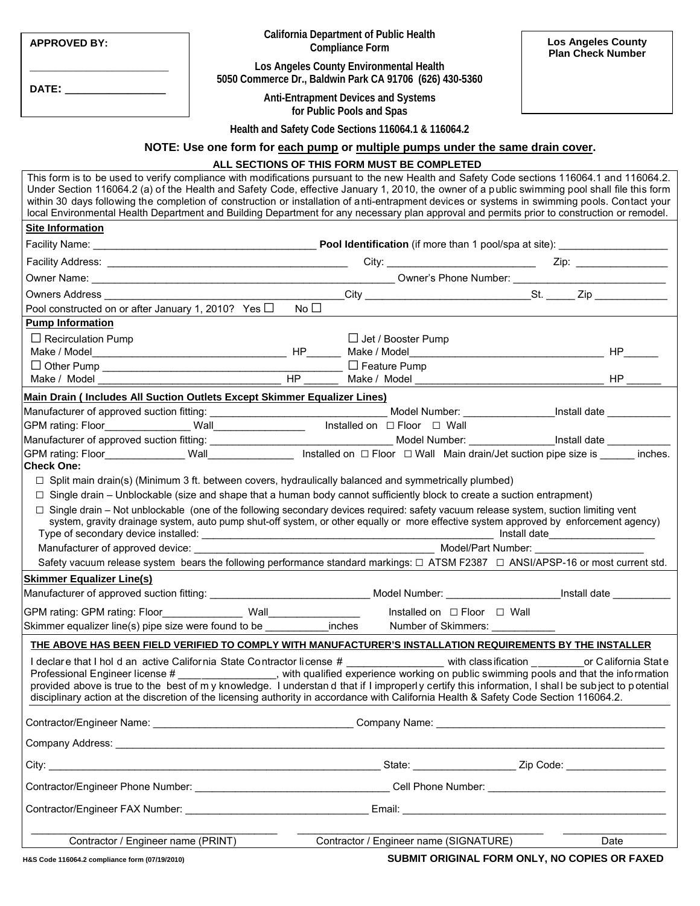**APPROVED BY:**

\_\_\_\_\_\_\_\_\_\_\_\_\_\_\_\_\_\_\_\_\_\_

**DATE:** \_\_\_\_\_\_\_\_\_\_\_\_\_\_\_\_

**California Department of Public Health**
**Compliance Form**

**Los Angeles County Environmental Health**
**5050 Commerce Dr., Baldwin Park CA 91706 (626) 430-5360**

**Anti-Entrapment Devices and Systems for Public Pools and Spas**

**Health and Safety Code Sections 116064.1 & 116064.2**

**Los Angeles County Plan Check Number**

**NOTE: Use one form for each pump or multiple pumps under the same drain cover.**

**ALL SECTIONS OF THIS FORM MUST BE COMPLETED**

This form is to be used to verify compliance with modifications pursuant to the new Health and Safety Code sections 116064.1 and 116064.2. Under Section 116064.2 (a) of the Health and Safety Code, effective January 1, 2010, the owner of a public swimming pool shall file this form within 30 days following the completion of construction or installation of anti-entrapment devices or systems in swimming pools. Contact your local Environmental Health Department and Building Department for any necessary plan approval and permits prior to construction or remodel.

## Site Information

Facility Name: \_\_\_\_\_\_\_\_\_\_\_\_\_\_\_\_\_\_\_\_ **Pool Identification** (if more than 1 pool/spa at site): \_\_\_\_\_\_\_\_\_\_

Facility Address: \_\_\_\_\_\_\_\_\_\_\_\_\_\_\_\_\_\_\_\_ City: \_\_\_\_\_\_\_\_\_\_\_\_ Zip: \_\_\_\_\_\_\_\_

Owner Name: \_\_\_\_\_\_\_\_\_\_\_\_\_\_\_\_\_\_\_\_ Owner's Phone Number: \_\_\_\_\_\_\_\_\_\_\_\_

Owners Address \_\_\_\_\_\_\_\_\_\_\_\_\_\_\_\_\_\_\_\_ City \_\_\_\_\_\_\_\_\_\_\_\_ St. \_\_\_\_\_ Zip \_\_\_\_\_\_\_\_

Pool constructed on or after January 1, 2010? Yes ☐ No ☐

## Pump Information

☐ Recirculation Pump
Make / Model\_\_\_\_\_\_\_\_\_\_\_\_\_\_\_\_\_\_\_\_ HP\_\_\_\_\_\_

☐ Jet / Booster Pump
Make / Model\_\_\_\_\_\_\_\_\_\_\_\_\_\_\_\_\_\_\_\_ HP\_\_\_\_\_\_

☐ Other Pump \_\_\_\_\_\_\_\_\_\_\_\_\_\_\_\_\_\_\_\_
Make / Model \_\_\_\_\_\_\_\_\_\_\_\_\_\_\_\_\_\_\_\_ HP \_\_\_\_\_\_

☐ Feature Pump
Make / Model \_\_\_\_\_\_\_\_\_\_\_\_\_\_\_\_\_\_\_\_ HP \_\_\_\_\_\_

## Main Drain ( Includes All Suction Outlets Except Skimmer Equalizer Lines)

Manufacturer of approved suction fitting: \_\_\_\_\_\_\_\_\_\_\_\_\_\_\_\_ Model Number: \_\_\_\_\_\_\_\_\_\_ Install date \_\_\_\_\_\_\_\_

GPM rating: Floor\_\_\_\_\_\_\_\_\_\_ Wall\_\_\_\_\_\_\_\_\_\_ Installed on ☐ Floor ☐ Wall

Manufacturer of approved suction fitting: \_\_\_\_\_\_\_\_\_\_\_\_\_\_\_\_ Model Number: \_\_\_\_\_\_\_\_\_\_ Install date \_\_\_\_\_\_\_\_

GPM rating: Floor\_\_\_\_\_\_\_\_\_\_ Wall\_\_\_\_\_\_\_\_\_\_ Installed on ☐ Floor ☐ Wall Main drain/Jet suction pipe size is \_\_\_\_\_\_ inches.

**Check One:**

☐ Split main drain(s) (Minimum 3 ft. between covers, hydraulically balanced and symmetrically plumbed)

☐ Single drain – Unblockable (size and shape that a human body cannot sufficiently block to create a suction entrapment)

☐ Single drain – Not unblockable (one of the following secondary devices required: safety vacuum release system, suction limiting vent system, gravity drainage system, auto pump shut-off system, or other equally or more effective system approved by enforcement agency)

Type of secondary device installed: \_\_\_\_\_\_\_\_\_\_\_\_\_\_\_\_\_\_\_\_ Install date\_\_\_\_\_\_\_\_\_\_

Manufacturer of approved device: \_\_\_\_\_\_\_\_\_\_\_\_\_\_\_\_\_\_\_\_ Model/Part Number: \_\_\_\_\_\_\_\_\_\_

Safety vacuum release system bears the following performance standard markings: ☐ ATSM F2387 ☐ ANSI/APSP-16 or most current std.

## Skimmer Equalizer Line(s)

Manufacturer of approved suction fitting: \_\_\_\_\_\_\_\_\_\_\_\_\_\_\_\_ Model Number: \_\_\_\_\_\_\_\_\_\_ Install date \_\_\_\_\_\_\_\_

GPM rating: GPM rating: Floor\_\_\_\_\_\_\_\_\_\_ Wall\_\_\_\_\_\_\_\_\_\_ Installed on ☐ Floor ☐ Wall

Skimmer equalizer line(s) pipe size were found to be \_\_\_\_\_\_\_\_\_\_ inches Number of Skimmers: \_\_\_\_\_\_\_\_\_\_

**THE ABOVE HAS BEEN FIELD VERIFIED TO COMPLY WITH MANUFACTURER'S INSTALLATION REQUIREMENTS BY THE INSTALLER**

I declare that I hold an active California State Contractor license # \_\_\_\_\_\_\_\_\_\_\_\_ with classification \_\_\_\_\_\_\_\_ or California State Professional Engineer license # \_\_\_\_\_\_\_\_\_\_\_\_, with qualified experience working on public swimming pools and that the information provided above is true to the best of my knowledge. I understand that if I improperly certify this information, I shall be subject to potential disciplinary action at the discretion of the licensing authority in accordance with California Health & Safety Code Section 116064.2.

Contractor/Engineer Name: \_\_\_\_\_\_\_\_\_\_\_\_\_\_\_\_\_\_\_\_ Company Name: \_\_\_\_\_\_\_\_\_\_\_\_\_\_\_\_\_\_\_\_

Company Address: \_\_\_\_\_\_\_\_\_\_\_\_\_\_\_\_\_\_\_\_\_\_\_\_\_\_\_\_\_\_\_\_\_\_\_\_\_\_\_\_

City: \_\_\_\_\_\_\_\_\_\_\_\_\_\_\_\_\_\_\_\_ State: \_\_\_\_\_\_\_\_\_\_ Zip Code: \_\_\_\_\_\_\_\_\_\_

Contractor/Engineer Phone Number: \_\_\_\_\_\_\_\_\_\_\_\_\_\_\_\_\_\_\_\_ Cell Phone Number: \_\_\_\_\_\_\_\_\_\_\_\_\_\_\_\_\_\_\_\_

Contractor/Engineer FAX Number: \_\_\_\_\_\_\_\_\_\_\_\_\_\_\_\_\_\_\_\_ Email: \_\_\_\_\_\_\_\_\_\_\_\_\_\_\_\_\_\_\_\_

\_\_\_\_\_\_\_\_\_\_\_\_\_\_\_\_\_\_\_\_ \_\_\_\_\_\_\_\_\_\_\_\_\_\_\_\_\_\_\_\_ \_\_\_\_\_\_\_\_\_\_
Contractor / Engineer name (PRINT) Contractor / Engineer name (SIGNATURE) Date

H&S Code 116064.2 compliance form (07/19/2010)

**SUBMIT ORIGINAL FORM ONLY, NO COPIES OR FAXED**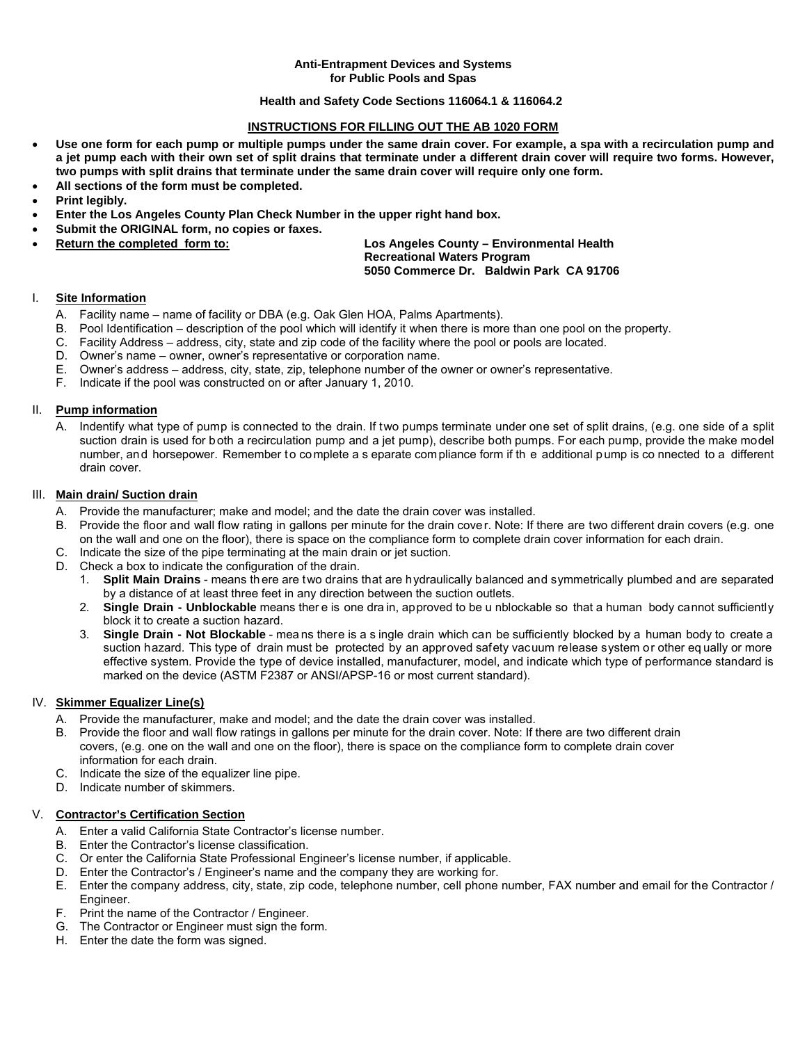**Anti-Entrapment Devices and Systems for Public Pools and Spas**

**Health and Safety Code Sections 116064.1 & 116064.2**

## INSTRUCTIONS FOR FILLING OUT THE AB 1020 FORM

- **Use one form for each pump or multiple pumps under the same drain cover. For example, a spa with a recirculation pump and a jet pump each with their own set of split drains that terminate under a different drain cover will require two forms. However, two pumps with split drains that terminate under the same drain cover will require only one form.**
- **All sections of the form must be completed.**
- **Print legibly.**
- **Enter the Los Angeles County Plan Check Number in the upper right hand box.**
- **Submit the ORIGINAL form, no copies or faxes.**
- **Return the completed form to:** **Los Angeles County – Environmental Health, Recreational Waters Program, 5050 Commerce Dr. Baldwin Park CA 91706**

### I. Site Information

A. Facility name – name of facility or DBA (e.g. Oak Glen HOA, Palms Apartments).
B. Pool Identification – description of the pool which will identify it when there is more than one pool on the property.
C. Facility Address – address, city, state and zip code of the facility where the pool or pools are located.
D. Owner's name – owner, owner's representative or corporation name.
E. Owner's address – address, city, state, zip, telephone number of the owner or owner's representative.
F. Indicate if the pool was constructed on or after January 1, 2010.

### II. Pump information

A. Indentify what type of pump is connected to the drain. If two pumps terminate under one set of split drains, (e.g. one side of a split suction drain is used for both a recirculation pump and a jet pump), describe both pumps. For each pump, provide the make model number, and horsepower. Remember to complete a separate compliance form if the additional pump is connected to a different drain cover.

### III. Main drain/ Suction drain

A. Provide the manufacturer; make and model; and the date the drain cover was installed.
B. Provide the floor and wall flow rating in gallons per minute for the drain cover. Note: If there are two different drain covers (e.g. one on the wall and one on the floor), there is space on the compliance form to complete drain cover information for each drain.
C. Indicate the size of the pipe terminating at the main drain or jet suction.
D. Check a box to indicate the configuration of the drain.
   1. **Split Main Drains** - means there are two drains that are hydraulically balanced and symmetrically plumbed and are separated by a distance of at least three feet in any direction between the suction outlets.
   2. **Single Drain - Unblockable** means there is one drain, approved to be unblockable so that a human body cannot sufficiently block it to create a suction hazard.
   3. **Single Drain - Not Blockable** - means there is a single drain which can be sufficiently blocked by a human body to create a suction hazard. This type of drain must be protected by an approved safety vacuum release system or other equally or more effective system. Provide the type of device installed, manufacturer, model, and indicate which type of performance standard is marked on the device (ASTM F2387 or ANSI/APSP-16 or most current standard).

### IV. Skimmer Equalizer Line(s)

A. Provide the manufacturer, make and model; and the date the drain cover was installed.
B. Provide the floor and wall flow ratings in gallons per minute for the drain cover. Note: If there are two different drain covers, (e.g. one on the wall and one on the floor), there is space on the compliance form to complete drain cover information for each drain.
C. Indicate the size of the equalizer line pipe.
D. Indicate number of skimmers.

### V. Contractor's Certification Section

A. Enter a valid California State Contractor's license number.
B. Enter the Contractor's license classification.
C. Or enter the California State Professional Engineer's license number, if applicable.
D. Enter the Contractor's / Engineer's name and the company they are working for.
E. Enter the company address, city, state, zip code, telephone number, cell phone number, FAX number and email for the Contractor / Engineer.
F. Print the name of the Contractor / Engineer.
G. The Contractor or Engineer must sign the form.
H. Enter the date the form was signed.